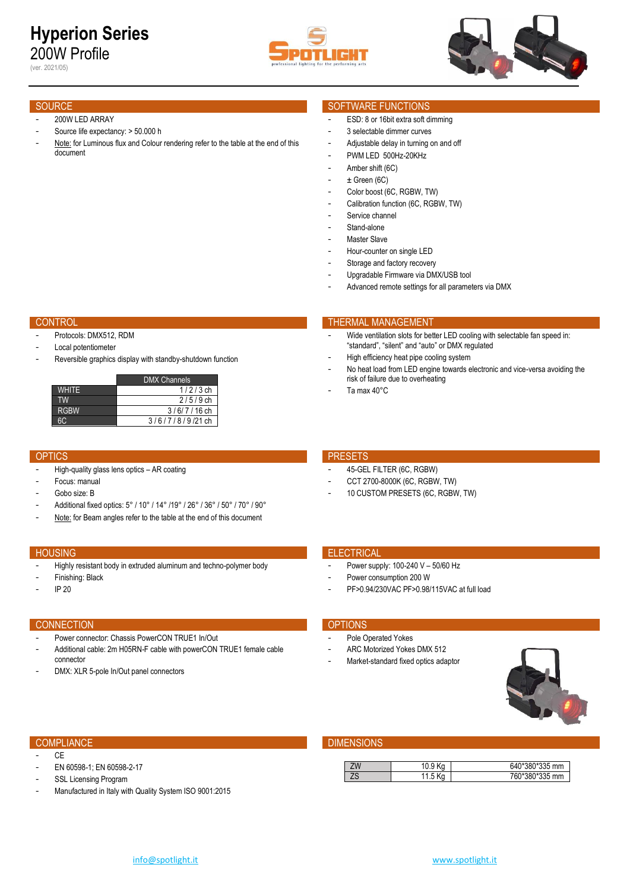# Hyperion Series

## 200W Profile

(ver. 2021/05)

## SOURCE

- 200W LED ARRAY
- Source life expectancy: > 50.000 h
- Note: for Luminous flux and Colour rendering refer to the table at the end of this document

## SOFTWARE FUNCTIONS

- ESD: 8 or 16bit extra soft dimming
- 3 selectable dimmer curves
- Adjustable delay in turning on and off
- PWM LED 500Hz-20KHz
- Amber shift (6C)
- ± Green (6C)
- Color boost (6C, RGBW, TW)
- Calibration function (6C, RGBW, TW)
- Service channel
- Stand-alone
- Master Slave
- Hour-counter on single LED
- Storage and factory recovery
- Upgradable Firmware via DMX/USB tool
- Advanced remote settings for all parameters via DMX

## CONTROL

- Protocols: DMX512, RDM
- Local potentiometer
- Reversible graphics display with standby-shutdown function

| | DMX Channels |
|---|---|
| WHITE | 1 / 2 / 3 ch |
| TW | 2 / 5 / 9 ch |
| RGBW | 3 / 6/ 7 / 16 ch |
| 6C | 3 / 6 / 7 / 8 / 9 /21 ch |

## THERMAL MANAGEMENT

- Wide ventilation slots for better LED cooling with selectable fan speed in: “standard”, “silent” and “auto” or DMX regulated
- High efficiency heat pipe cooling system
- No heat load from LED engine towards electronic and vice-versa avoiding the risk of failure due to overheating
- Ta max 40°C

## OPTICS

- High-quality glass lens optics – AR coating
- Focus: manual
- Gobo size: B
- Additional fixed optics: 5° / 10° / 14° /19° / 26° / 36° / 50° / 70° / 90°
- Note: for Beam angles refer to the table at the end of this document

## PRESETS

- 45-GEL FILTER (6C, RGBW)
- CCT 2700-8000K (6C, RGBW, TW)
- 10 CUSTOM PRESETS (6C, RGBW, TW)

## HOUSING

- Highly resistant body in extruded aluminum and techno-polymer body
- Finishing: Black
- IP 20

## ELECTRICAL

- Power supply: 100-240 V – 50/60 Hz
- Power consumption 200 W
- PF>0.94/230VAC PF>0.98/115VAC at full load

## CONNECTION

- Power connector: Chassis PowerCON TRUE1 In/Out
- Additional cable: 2m H05RN-F cable with powerCON TRUE1 female cable connector
- DMX: XLR 5-pole In/Out panel connectors

## OPTIONS

- Pole Operated Yokes
- ARC Motorized Yokes DMX 512
- Market-standard fixed optics adaptor

## COMPLIANCE

- CE
- EN 60598-1; EN 60598-2-17
- SSL Licensing Program
- Manufactured in Italy with Quality System ISO 9001:2015

## DIMENSIONS

| | | |
|---|---|---|
| ZW | 10.9 Kg | 640*380*335 mm |
| ZS | 11.5 Kg | 760*380*335 mm |

info@spotlight.it www.spotlight.it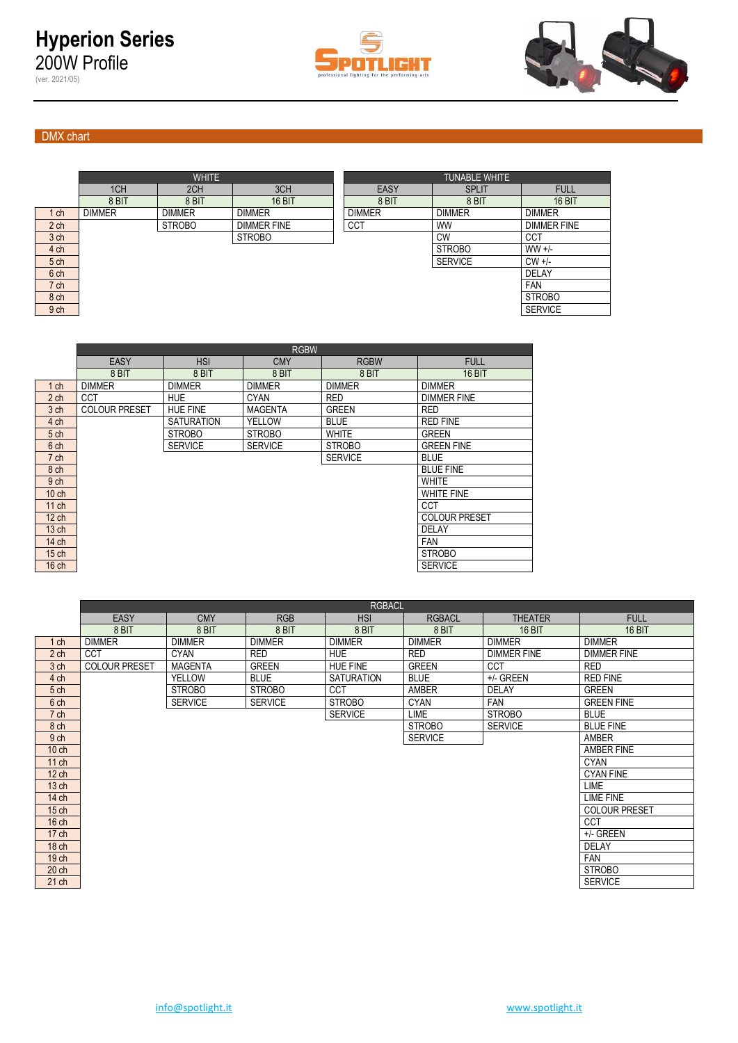# Hyperion Series

200W Profile

(ver. 2021/05)

## DMX chart

| | WHITE | | | TUNABLE WHITE | | |
|---|---|---|---|---|---|---|
| | 1CH | 2CH | 3CH | EASY | SPLIT | FULL |
| | 8 BIT | 8 BIT | 16 BIT | 8 BIT | 8 BIT | 16 BIT |
| 1 ch | DIMMER | DIMMER | DIMMER | DIMMER | DIMMER | DIMMER |
| 2 ch | | STROBO | DIMMER FINE | CCT | WW | DIMMER FINE |
| 3 ch | | | STROBO | | CW | CCT |
| 4 ch | | | | | STROBO | WW +/- |
| 5 ch | | | | | SERVICE | CW +/- |
| 6 ch | | | | | | DELAY |
| 7 ch | | | | | | FAN |
| 8 ch | | | | | | STROBO |
| 9 ch | | | | | | SERVICE |

| | RGBW | | | | |
|---|---|---|---|---|---|
| | EASY | HSI | CMY | RGBW | FULL |
| | 8 BIT | 8 BIT | 8 BIT | 8 BIT | 16 BIT |
| 1 ch | DIMMER | DIMMER | DIMMER | DIMMER | DIMMER |
| 2 ch | CCT | HUE | CYAN | RED | DIMMER FINE |
| 3 ch | COLOUR PRESET | HUE FINE | MAGENTA | GREEN | RED |
| 4 ch | | SATURATION | YELLOW | BLUE | RED FINE |
| 5 ch | | STROBO | STROBO | WHITE | GREEN |
| 6 ch | | SERVICE | SERVICE | STROBO | GREEN FINE |
| 7 ch | | | | SERVICE | BLUE |
| 8 ch | | | | | BLUE FINE |
| 9 ch | | | | | WHITE |
| 10 ch | | | | | WHITE FINE |
| 11 ch | | | | | CCT |
| 12 ch | | | | | COLOUR PRESET |
| 13 ch | | | | | DELAY |
| 14 ch | | | | | FAN |
| 15 ch | | | | | STROBO |
| 16 ch | | | | | SERVICE |

| | RGBACL | | | | | | |
|---|---|---|---|---|---|---|---|
| | EASY | CMY | RGB | HSI | RGBACL | THEATER | FULL |
| | 8 BIT | 8 BIT | 8 BIT | 8 BIT | 8 BIT | 16 BIT | 16 BIT |
| 1 ch | DIMMER | DIMMER | DIMMER | DIMMER | DIMMER | DIMMER | DIMMER |
| 2 ch | CCT | CYAN | RED | HUE | RED | DIMMER FINE | DIMMER FINE |
| 3 ch | COLOUR PRESET | MAGENTA | GREEN | HUE FINE | GREEN | CCT | RED |
| 4 ch | | YELLOW | BLUE | SATURATION | BLUE | +/- GREEN | RED FINE |
| 5 ch | | STROBO | STROBO | CCT | AMBER | DELAY | GREEN |
| 6 ch | | SERVICE | SERVICE | STROBO | CYAN | FAN | GREEN FINE |
| 7 ch | | | | SERVICE | LIME | STROBO | BLUE |
| 8 ch | | | | | STROBO | SERVICE | BLUE FINE |
| 9 ch | | | | | SERVICE | | AMBER |
| 10 ch | | | | | | | AMBER FINE |
| 11 ch | | | | | | | CYAN |
| 12 ch | | | | | | | CYAN FINE |
| 13 ch | | | | | | | LIME |
| 14 ch | | | | | | | LIME FINE |
| 15 ch | | | | | | | COLOUR PRESET |
| 16 ch | | | | | | | CCT |
| 17 ch | | | | | | | +/- GREEN |
| 18 ch | | | | | | | DELAY |
| 19 ch | | | | | | | FAN |
| 20 ch | | | | | | | STROBO |
| 21 ch | | | | | | | SERVICE |

info@spotlight.it www.spotlight.it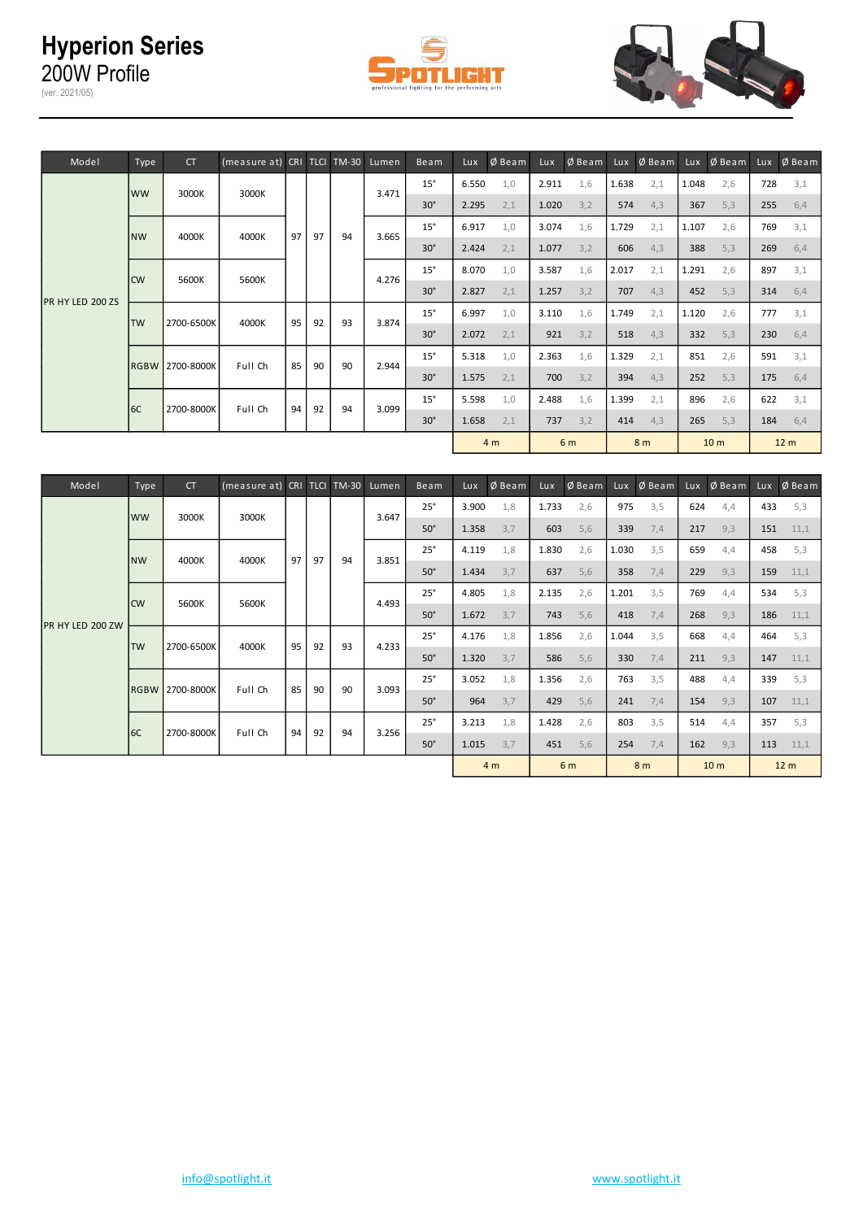# Hyperion Series

## 200W Profile

(ver. 2021/05)

| Model | Type | CT | (measure at) | CRI | TLCI | TM-30 | Lumen | Beam | Lux | Ø Beam | Lux | Ø Beam | Lux | Ø Beam | Lux | Ø Beam | Lux | Ø Beam |
|---|---|---|---|---|---|---|---|---|---|---|---|---|---|---|---|---|---|---|
| PR HY LED 200 ZS | WW | 3000K | 3000K | 97 | 97 | 94 | 3.471 | 15° | 6.550 | 1,0 | 2.911 | 1,6 | 1.638 | 2,1 | 1.048 | 2,6 | 728 | 3,1 |
| | | | | | | | | 30° | 2.295 | 2,1 | 1.020 | 3,2 | 574 | 4,3 | 367 | 5,3 | 255 | 6,4 |
| | NW | 4000K | 4000K | | | | 3.665 | 15° | 6.917 | 1,0 | 3.074 | 1,6 | 1.729 | 2,1 | 1.107 | 2,6 | 769 | 3,1 |
| | | | | | | | | 30° | 2.424 | 2,1 | 1.077 | 3,2 | 606 | 4,3 | 388 | 5,3 | 269 | 6,4 |
| | CW | 5600K | 5600K | | | | 4.276 | 15° | 8.070 | 1,0 | 3.587 | 1,6 | 2.017 | 2,1 | 1.291 | 2,6 | 897 | 3,1 |
| | | | | | | | | 30° | 2.827 | 2,1 | 1.257 | 3,2 | 707 | 4,3 | 452 | 5,3 | 314 | 6,4 |
| | TW | 2700-6500K | 4000K | 95 | 92 | 93 | 3.874 | 15° | 6.997 | 1,0 | 3.110 | 1,6 | 1.749 | 2,1 | 1.120 | 2,6 | 777 | 3,1 |
| | | | | | | | | 30° | 2.072 | 2,1 | 921 | 3,2 | 518 | 4,3 | 332 | 5,3 | 230 | 6,4 |
| | RGBW | 2700-8000K | Full Ch | 85 | 90 | 90 | 2.944 | 15° | 5.318 | 1,0 | 2.363 | 1,6 | 1.329 | 2,1 | 851 | 2,6 | 591 | 3,1 |
| | | | | | | | | 30° | 1.575 | 2,1 | 700 | 3,2 | 394 | 4,3 | 252 | 5,3 | 175 | 6,4 |
| | 6C | 2700-8000K | Full Ch | 94 | 92 | 94 | 3.099 | 15° | 5.598 | 1,0 | 2.488 | 1,6 | 1.399 | 2,1 | 896 | 2,6 | 622 | 3,1 |
| | | | | | | | | 30° | 1.658 | 2,1 | 737 | 3,2 | 414 | 4,3 | 265 | 5,3 | 184 | 6,4 |
| | | | | | | | | | 4 m | | 6 m | | 8 m | | 10 m | | 12 m | |

| Model | Type | CT | (measure at) | CRI | TLCI | TM-30 | Lumen | Beam | Lux | Ø Beam | Lux | Ø Beam | Lux | Ø Beam | Lux | Ø Beam | Lux | Ø Beam |
|---|---|---|---|---|---|---|---|---|---|---|---|---|---|---|---|---|---|---|
| PR HY LED 200 ZW | WW | 3000K | 3000K | 97 | 97 | 94 | 3.647 | 25° | 3.900 | 1,8 | 1.733 | 2,6 | 975 | 3,5 | 624 | 4,4 | 433 | 5,3 |
| | | | | | | | | 50° | 1.358 | 3,7 | 603 | 5,6 | 339 | 7,4 | 217 | 9,3 | 151 | 11,1 |
| | NW | 4000K | 4000K | | | | 3.851 | 25° | 4.119 | 1,8 | 1.830 | 2,6 | 1.030 | 3,5 | 659 | 4,4 | 458 | 5,3 |
| | | | | | | | | 50° | 1.434 | 3,7 | 637 | 5,6 | 358 | 7,4 | 229 | 9,3 | 159 | 11,1 |
| | CW | 5600K | 5600K | | | | 4.493 | 25° | 4.805 | 1,8 | 2.135 | 2,6 | 1.201 | 3,5 | 769 | 4,4 | 534 | 5,3 |
| | | | | | | | | 50° | 1.672 | 3,7 | 743 | 5,6 | 418 | 7,4 | 268 | 9,3 | 186 | 11,1 |
| | TW | 2700-6500K | 4000K | 95 | 92 | 93 | 4.233 | 25° | 4.176 | 1,8 | 1.856 | 2,6 | 1.044 | 3,5 | 668 | 4,4 | 464 | 5,3 |
| | | | | | | | | 50° | 1.320 | 3,7 | 586 | 5,6 | 330 | 7,4 | 211 | 9,3 | 147 | 11,1 |
| | RGBW | 2700-8000K | Full Ch | 85 | 90 | 90 | 3.093 | 25° | 3.052 | 1,8 | 1.356 | 2,6 | 763 | 3,5 | 488 | 4,4 | 339 | 5,3 |
| | | | | | | | | 50° | 964 | 3,7 | 429 | 5,6 | 241 | 7,4 | 154 | 9,3 | 107 | 11,1 |
| | 6C | 2700-8000K | Full Ch | 94 | 92 | 94 | 3.256 | 25° | 3.213 | 1,8 | 1.428 | 2,6 | 803 | 3,5 | 514 | 4,4 | 357 | 5,3 |
| | | | | | | | | 50° | 1.015 | 3,7 | 451 | 5,6 | 254 | 7,4 | 162 | 9,3 | 113 | 11,1 |
| | | | | | | | | | 4 m | | 6 m | | 8 m | | 10 m | | 12 m | |

info@spotlight.it    www.spotlight.it